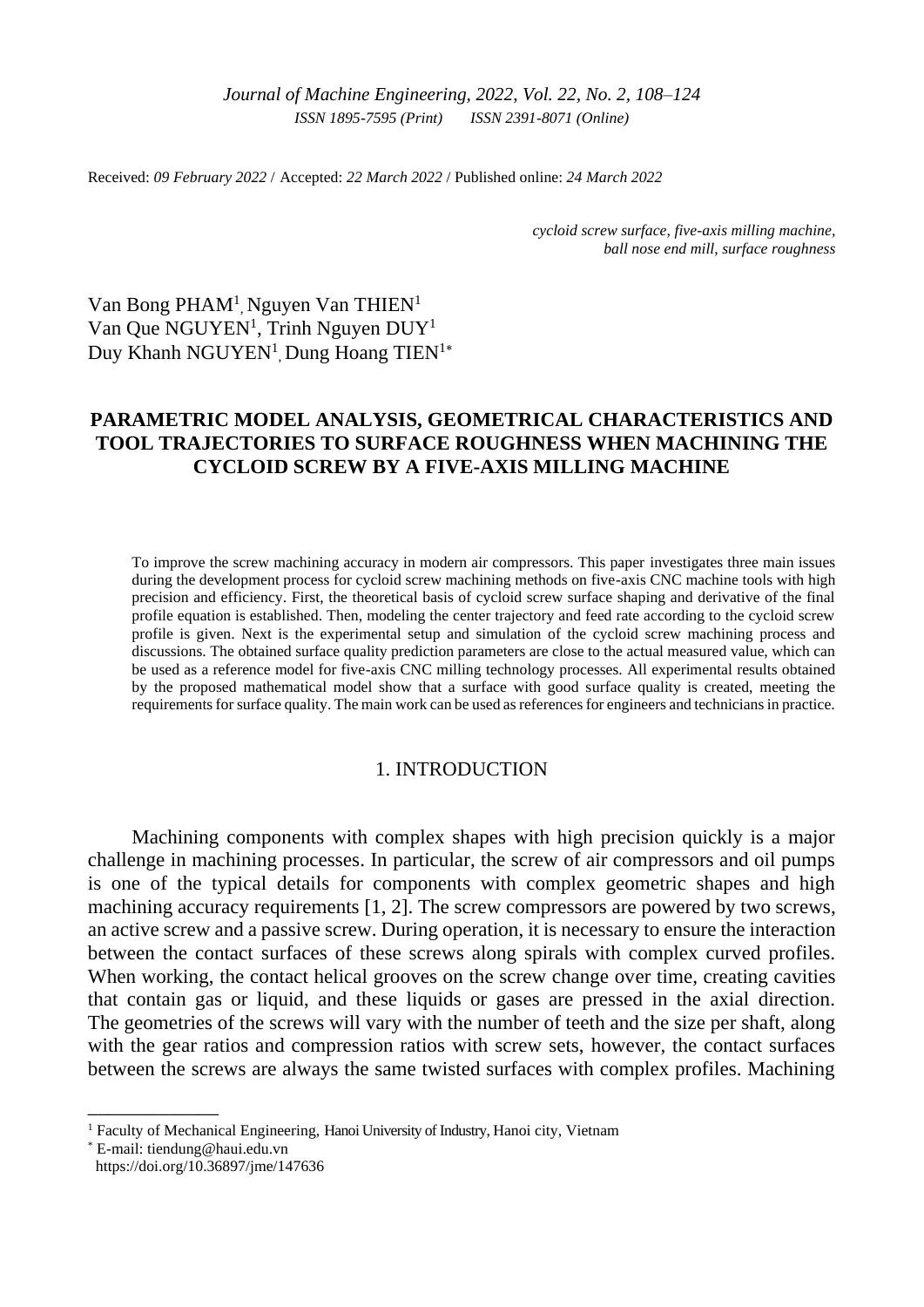Received: *09 February 2022* / Accepted: *22 March 2022* / Published online: *24 March 2022*

*cycloid screw surface, five-axis milling machine, ball nose end mill, surface roughness*

Van Bong PHAM[1], Nguyen Van THIEN[1]
Van Que NGUYEN[1], Trinh Nguyen DUY[1]
Duy Khanh NGUYEN[1], Dung Hoang TIEN[1*]

# PARAMETRIC MODEL ANALYSIS, GEOMETRICAL CHARACTERISTICS AND TOOL TRAJECTORIES TO SURFACE ROUGHNESS WHEN MACHINING THE CYCLOID SCREW BY A FIVE-AXIS MILLING MACHINE

To improve the screw machining accuracy in modern air compressors. This paper investigates three main issues during the development process for cycloid screw machining methods on five-axis CNC machine tools with high precision and efficiency. First, the theoretical basis of cycloid screw surface shaping and derivative of the final profile equation is established. Then, modeling the center trajectory and feed rate according to the cycloid screw profile is given. Next is the experimental setup and simulation of the cycloid screw machining process and discussions. The obtained surface quality prediction parameters are close to the actual measured value, which can be used as a reference model for five-axis CNC milling technology processes. All experimental results obtained by the proposed mathematical model show that a surface with good surface quality is created, meeting the requirements for surface quality. The main work can be used as references for engineers and technicians in practice.

## 1. INTRODUCTION

Machining components with complex shapes with high precision quickly is a major challenge in machining processes. In particular, the screw of air compressors and oil pumps is one of the typical details for components with complex geometric shapes and high machining accuracy requirements [1, 2]. The screw compressors are powered by two screws, an active screw and a passive screw. During operation, it is necessary to ensure the interaction between the contact surfaces of these screws along spirals with complex curved profiles. When working, the contact helical grooves on the screw change over time, creating cavities that contain gas or liquid, and these liquids or gases are pressed in the axial direction. The geometries of the screws will vary with the number of teeth and the size per shaft, along with the gear ratios and compression ratios with screw sets, however, the contact surfaces between the screws are always the same twisted surfaces with complex profiles. Machining

[1] Faculty of Mechanical Engineering, Hanoi University of Industry, Hanoi city, Vietnam
[*] E-mail: tiendung@haui.edu.vn
https://doi.org/10.36897/jme/147636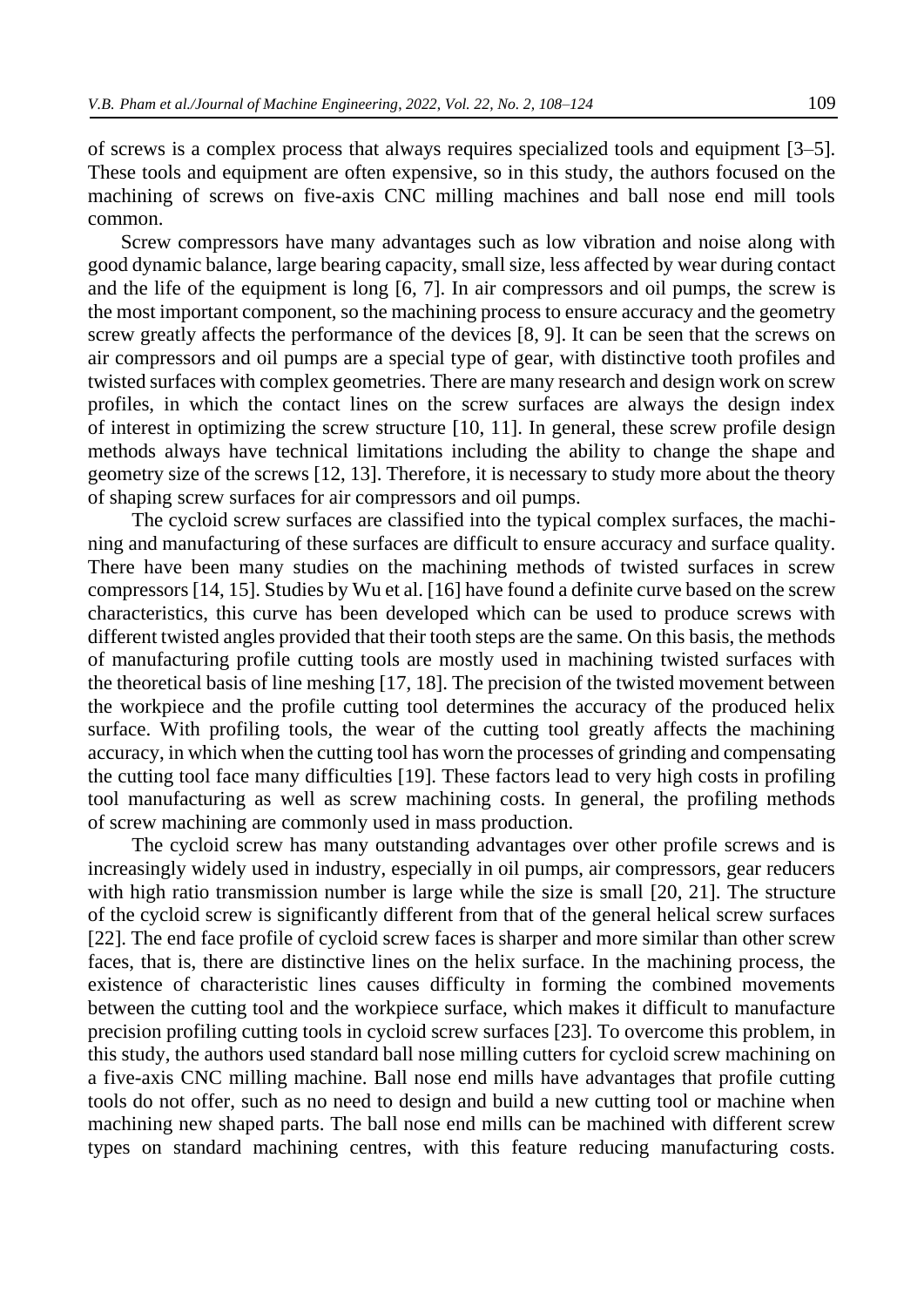of screws is a complex process that always requires specialized tools and equipment [3–5]. These tools and equipment are often expensive, so in this study, the authors focused on the machining of screws on five-axis CNC milling machines and ball nose end mill tools common.

Screw compressors have many advantages such as low vibration and noise along with good dynamic balance, large bearing capacity, small size, less affected by wear during contact and the life of the equipment is long [6, 7]. In air compressors and oil pumps, the screw is the most important component, so the machining process to ensure accuracy and the geometry screw greatly affects the performance of the devices [8, 9]. It can be seen that the screws on air compressors and oil pumps are a special type of gear, with distinctive tooth profiles and twisted surfaces with complex geometries. There are many research and design work on screw profiles, in which the contact lines on the screw surfaces are always the design index of interest in optimizing the screw structure [10, 11]. In general, these screw profile design methods always have technical limitations including the ability to change the shape and geometry size of the screws [12, 13]. Therefore, it is necessary to study more about the theory of shaping screw surfaces for air compressors and oil pumps.

The cycloid screw surfaces are classified into the typical complex surfaces, the machining and manufacturing of these surfaces are difficult to ensure accuracy and surface quality. There have been many studies on the machining methods of twisted surfaces in screw compressors [14, 15]. Studies by Wu et al. [16] have found a definite curve based on the screw characteristics, this curve has been developed which can be used to produce screws with different twisted angles provided that their tooth steps are the same. On this basis, the methods of manufacturing profile cutting tools are mostly used in machining twisted surfaces with the theoretical basis of line meshing [17, 18]. The precision of the twisted movement between the workpiece and the profile cutting tool determines the accuracy of the produced helix surface. With profiling tools, the wear of the cutting tool greatly affects the machining accuracy, in which when the cutting tool has worn the processes of grinding and compensating the cutting tool face many difficulties [19]. These factors lead to very high costs in profiling tool manufacturing as well as screw machining costs. In general, the profiling methods of screw machining are commonly used in mass production.

The cycloid screw has many outstanding advantages over other profile screws and is increasingly widely used in industry, especially in oil pumps, air compressors, gear reducers with high ratio transmission number is large while the size is small [20, 21]. The structure of the cycloid screw is significantly different from that of the general helical screw surfaces [22]. The end face profile of cycloid screw faces is sharper and more similar than other screw faces, that is, there are distinctive lines on the helix surface. In the machining process, the existence of characteristic lines causes difficulty in forming the combined movements between the cutting tool and the workpiece surface, which makes it difficult to manufacture precision profiling cutting tools in cycloid screw surfaces [23]. To overcome this problem, in this study, the authors used standard ball nose milling cutters for cycloid screw machining on a five-axis CNC milling machine. Ball nose end mills have advantages that profile cutting tools do not offer, such as no need to design and build a new cutting tool or machine when machining new shaped parts. The ball nose end mills can be machined with different screw types on standard machining centres, with this feature reducing manufacturing costs.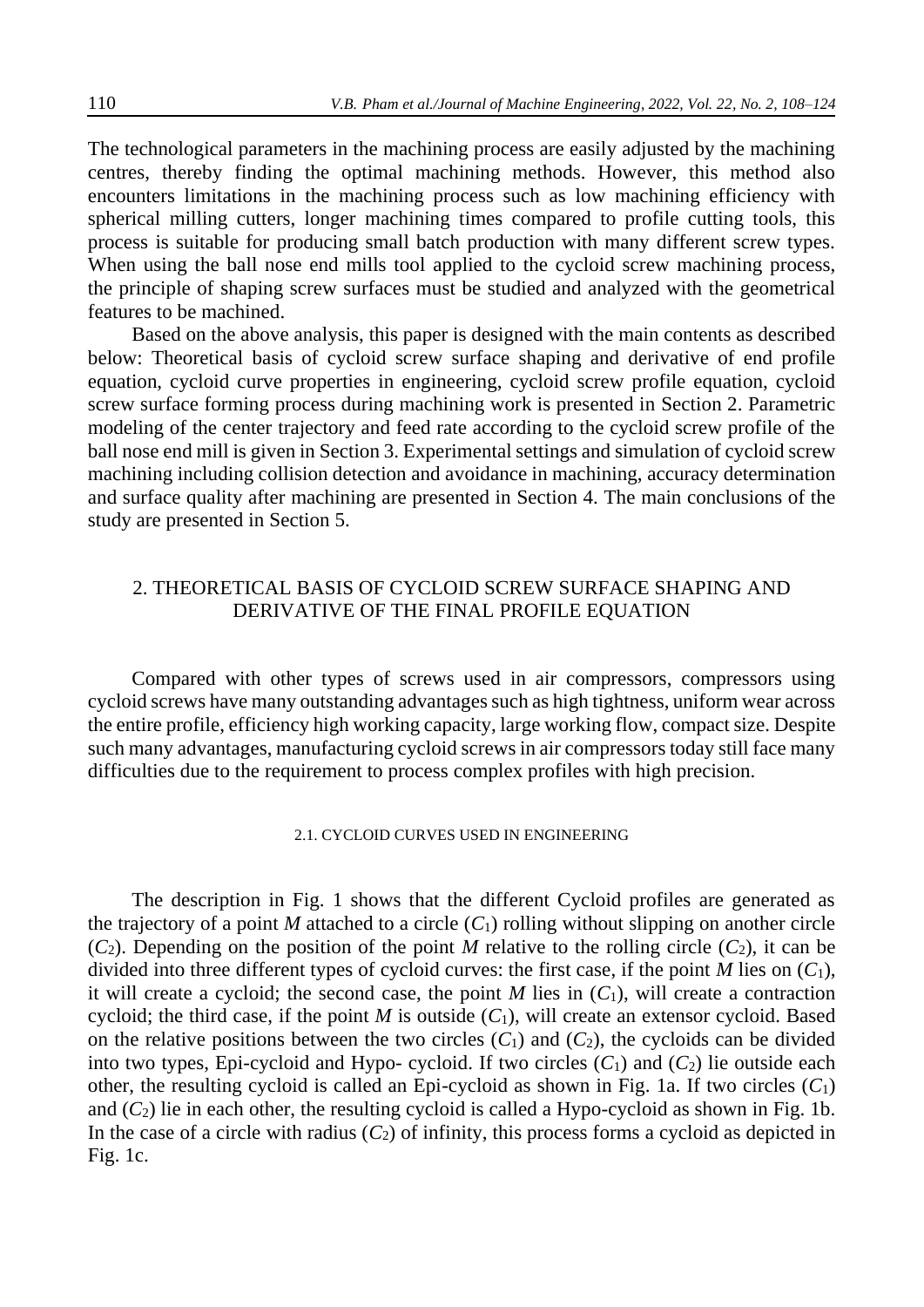The technological parameters in the machining process are easily adjusted by the machining centres, thereby finding the optimal machining methods. However, this method also encounters limitations in the machining process such as low machining efficiency with spherical milling cutters, longer machining times compared to profile cutting tools, this process is suitable for producing small batch production with many different screw types. When using the ball nose end mills tool applied to the cycloid screw machining process, the principle of shaping screw surfaces must be studied and analyzed with the geometrical features to be machined.

Based on the above analysis, this paper is designed with the main contents as described below: Theoretical basis of cycloid screw surface shaping and derivative of end profile equation, cycloid curve properties in engineering, cycloid screw profile equation, cycloid screw surface forming process during machining work is presented in Section 2. Parametric modeling of the center trajectory and feed rate according to the cycloid screw profile of the ball nose end mill is given in Section 3. Experimental settings and simulation of cycloid screw machining including collision detection and avoidance in machining, accuracy determination and surface quality after machining are presented in Section 4. The main conclusions of the study are presented in Section 5.

## 2. THEORETICAL BASIS OF CYCLOID SCREW SURFACE SHAPING AND DERIVATIVE OF THE FINAL PROFILE EQUATION

Compared with other types of screws used in air compressors, compressors using cycloid screws have many outstanding advantages such as high tightness, uniform wear across the entire profile, efficiency high working capacity, large working flow, compact size. Despite such many advantages, manufacturing cycloid screws in air compressors today still face many difficulties due to the requirement to process complex profiles with high precision.

### 2.1. CYCLOID CURVES USED IN ENGINEERING

The description in Fig. 1 shows that the different Cycloid profiles are generated as the trajectory of a point *M* attached to a circle ($C_1$) rolling without slipping on another circle ($C_2$). Depending on the position of the point *M* relative to the rolling circle ($C_2$), it can be divided into three different types of cycloid curves: the first case, if the point *M* lies on ($C_1$), it will create a cycloid; the second case, the point *M* lies in ($C_1$), will create a contraction cycloid; the third case, if the point *M* is outside ($C_1$), will create an extensor cycloid. Based on the relative positions between the two circles ($C_1$) and ($C_2$), the cycloids can be divided into two types, Epi-cycloid and Hypo- cycloid. If two circles ($C_1$) and ($C_2$) lie outside each other, the resulting cycloid is called an Epi-cycloid as shown in Fig. 1a. If two circles ($C_1$) and ($C_2$) lie in each other, the resulting cycloid is called a Hypo-cycloid as shown in Fig. 1b. In the case of a circle with radius ($C_2$) of infinity, this process forms a cycloid as depicted in Fig. 1c.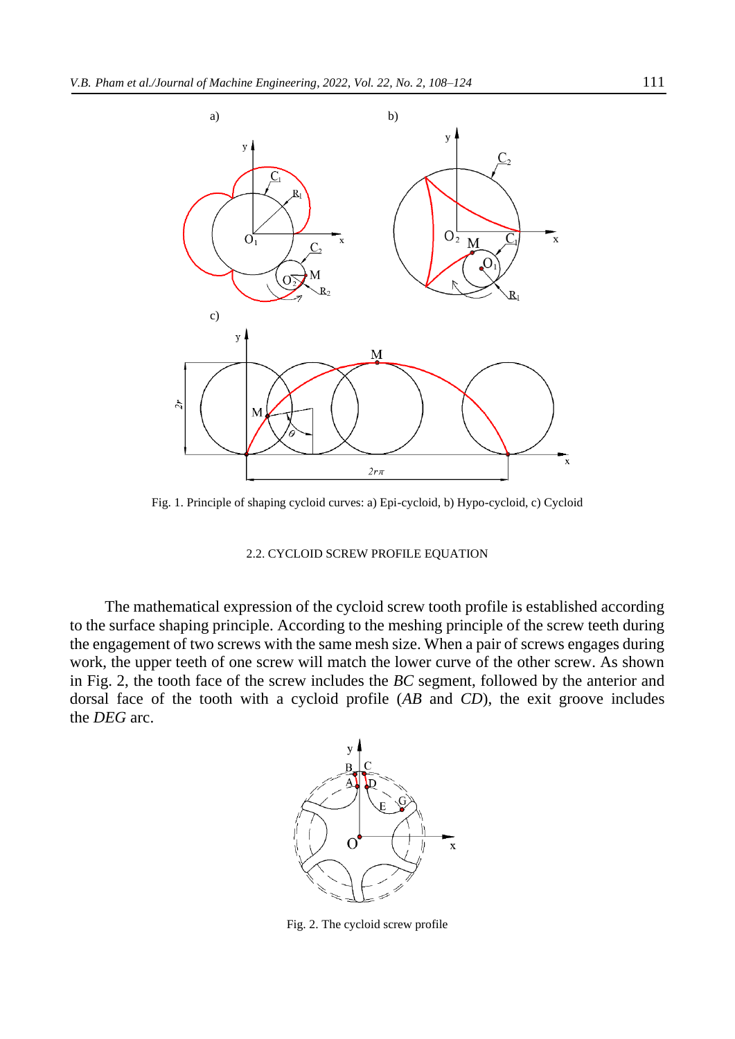Fig. 1. Principle of shaping cycloid curves: a) Epi-cycloid, b) Hypo-cycloid, c) Cycloid

### 2.2. CYCLOID SCREW PROFILE EQUATION

The mathematical expression of the cycloid screw tooth profile is established according to the surface shaping principle. According to the meshing principle of the screw teeth during the engagement of two screws with the same mesh size. When a pair of screws engages during work, the upper teeth of one screw will match the lower curve of the other screw. As shown in Fig. 2, the tooth face of the screw includes the *BC* segment, followed by the anterior and dorsal face of the tooth with a cycloid profile (*AB* and *CD*), the exit groove includes the *DEG* arc.

Fig. 2. The cycloid screw profile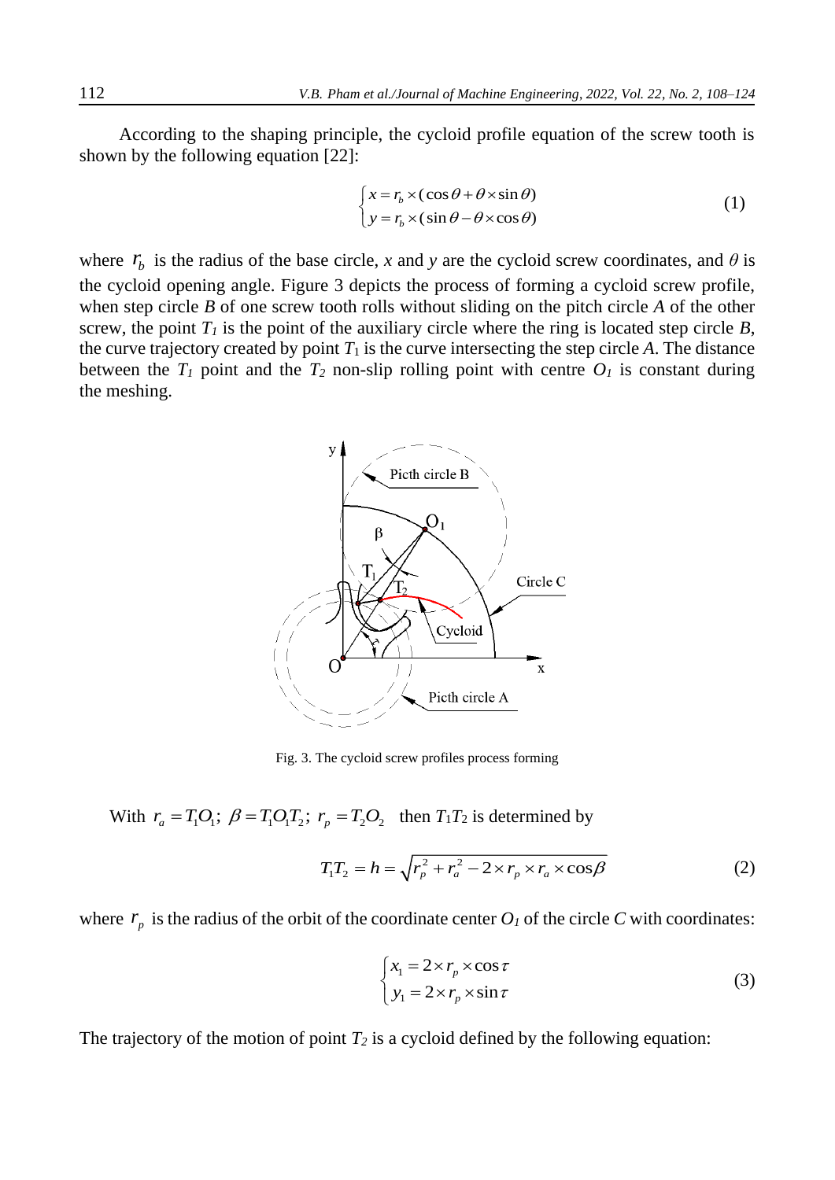According to the shaping principle, the cycloid profile equation of the screw tooth is shown by the following equation [22]:

$$\begin{cases} x = r_b \times (\cos\theta + \theta \times \sin\theta) \\ y = r_b \times (\sin\theta - \theta \times \cos\theta) \end{cases} \tag{1}$$

where $r_b$ is the radius of the base circle, *x* and *y* are the cycloid screw coordinates, and $\theta$ is the cycloid opening angle. Figure 3 depicts the process of forming a cycloid screw profile, when step circle *B* of one screw tooth rolls without sliding on the pitch circle *A* of the other screw, the point $T_1$ is the point of the auxiliary circle where the ring is located step circle *B*, the curve trajectory created by point $T_1$ is the curve intersecting the step circle *A*. The distance between the $T_1$ point and the $T_2$ non-slip rolling point with centre $O_1$ is constant during the meshing.

Fig. 3. The cycloid screw profiles process forming

With $r_a = T_1O_1$; $\beta = T_1O_1T_2$; $r_p = T_2O_2$ then $T_1T_2$ is determined by

$$T_1T_2 = h = \sqrt{r_p^2 + r_a^2 - 2 \times r_p \times r_a \times \cos\beta} \tag{2}$$

where $r_p$ is the radius of the orbit of the coordinate center $O_1$ of the circle *C* with coordinates:

$$\begin{cases} x_1 = 2 \times r_p \times \cos\tau \\ y_1 = 2 \times r_p \times \sin\tau \end{cases} \tag{3}$$

The trajectory of the motion of point $T_2$ is a cycloid defined by the following equation: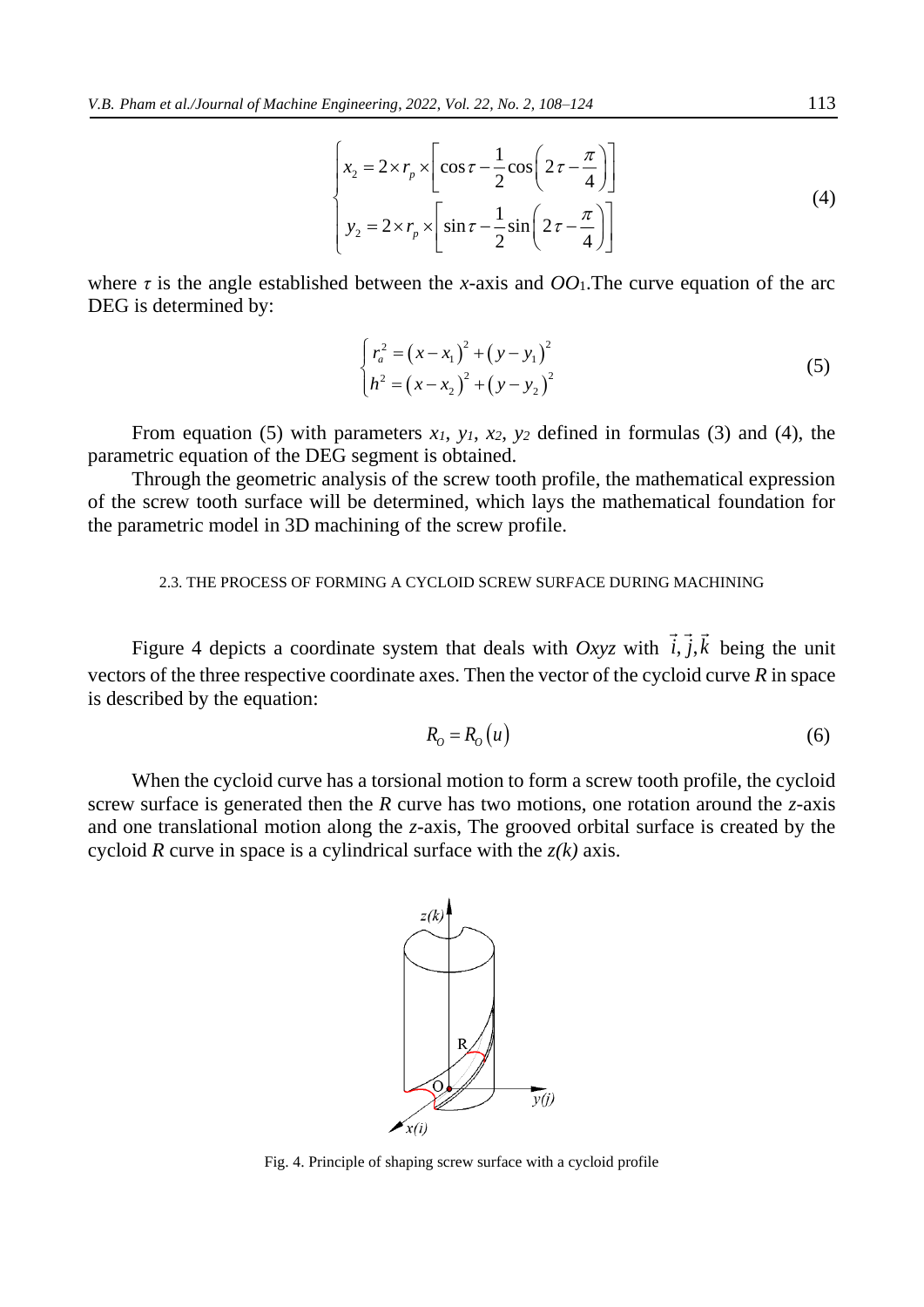$$\begin{cases} x_2 = 2 \times r_p \times \left[ \cos\tau - \dfrac{1}{2}\cos\left(2\tau - \dfrac{\pi}{4}\right) \right] \\ y_2 = 2 \times r_p \times \left[ \sin\tau - \dfrac{1}{2}\sin\left(2\tau - \dfrac{\pi}{4}\right) \right] \end{cases} \tag{4}$$

where $\tau$ is the angle established between the $x$-axis and $OO_1$.The curve equation of the arc DEG is determined by:

$$\begin{cases} r_a^2 = \left(x - x_1\right)^2 + \left(y - y_1\right)^2 \\ h^2 = \left(x - x_2\right)^2 + \left(y - y_2\right)^2 \end{cases} \tag{5}$$

From equation (5) with parameters $x_1$, $y_1$, $x_2$, $y_2$ defined in formulas (3) and (4), the parametric equation of the DEG segment is obtained.

Through the geometric analysis of the screw tooth profile, the mathematical expression of the screw tooth surface will be determined, which lays the mathematical foundation for the parametric model in 3D machining of the screw profile.

### 2.3. THE PROCESS OF FORMING A CYCLOID SCREW SURFACE DURING MACHINING

Figure 4 depicts a coordinate system that deals with $Oxyz$ with $\vec{i}, \vec{j}, \vec{k}$ being the unit vectors of the three respective coordinate axes. Then the vector of the cycloid curve $R$ in space is described by the equation:

$$R_O = R_O\left(u\right) \tag{6}$$

When the cycloid curve has a torsional motion to form a screw tooth profile, the cycloid screw surface is generated then the $R$ curve has two motions, one rotation around the $z$-axis and one translational motion along the $z$-axis, The grooved orbital surface is created by the cycloid $R$ curve in space is a cylindrical surface with the $z(k)$ axis.

Fig. 4. Principle of shaping screw surface with a cycloid profile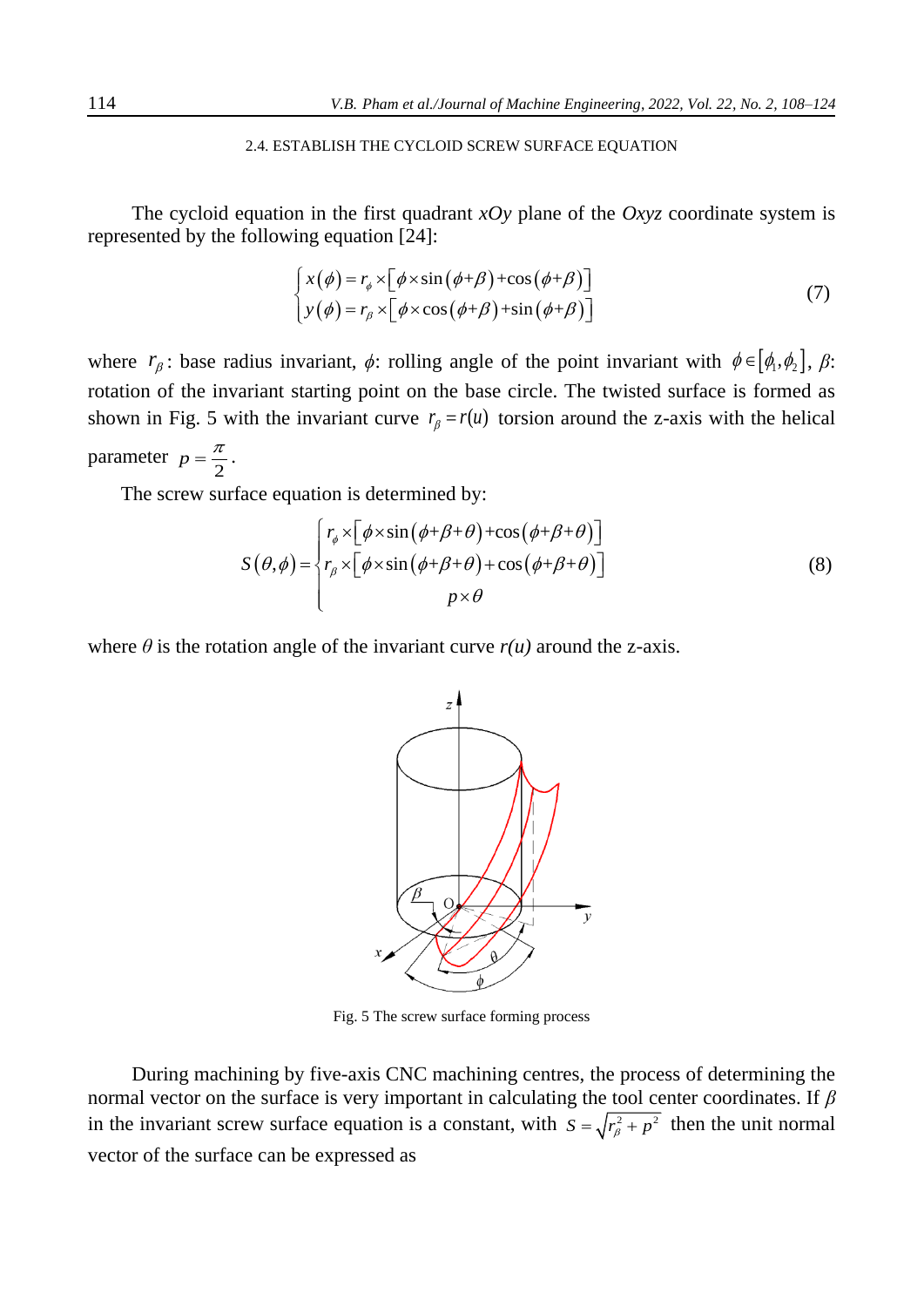### 2.4. ESTABLISH THE CYCLOID SCREW SURFACE EQUATION

The cycloid equation in the first quadrant *xOy* plane of the *Oxyz* coordinate system is represented by the following equation [24]:

$$
\begin{cases} x(\phi) = r_\phi \times \left[ \phi \times \sin(\phi + \beta) + \cos(\phi + \beta) \right] \\ y(\phi) = r_\beta \times \left[ \phi \times \cos(\phi + \beta) + \sin(\phi + \beta) \right] \end{cases} \tag{7}
$$

where $r_\beta$: base radius invariant, $\phi$: rolling angle of the point invariant with $\phi \in [\phi_1, \phi_2]$, $\beta$: rotation of the invariant starting point on the base circle. The twisted surface is formed as shown in Fig. 5 with the invariant curve $r_\beta = r(u)$ torsion around the z-axis with the helical parameter $p = \frac{\pi}{2}$.

The screw surface equation is determined by:

$$
S(\theta, \phi) = \begin{cases} r_\phi \times \left[ \phi \times \sin(\phi + \beta + \theta) + \cos(\phi + \beta + \theta) \right] \\ r_\beta \times \left[ \phi \times \sin(\phi + \beta + \theta) + \cos(\phi + \beta + \theta) \right] \\ p \times \theta \end{cases} \tag{8}
$$

where $\theta$ is the rotation angle of the invariant curve *r(u)* around the z-axis.

Fig. 5 The screw surface forming process

During machining by five-axis CNC machining centres, the process of determining the normal vector on the surface is very important in calculating the tool center coordinates. If $\beta$ in the invariant screw surface equation is a constant, with $s = \sqrt{r_\beta^2 + p^2}$ then the unit normal vector of the surface can be expressed as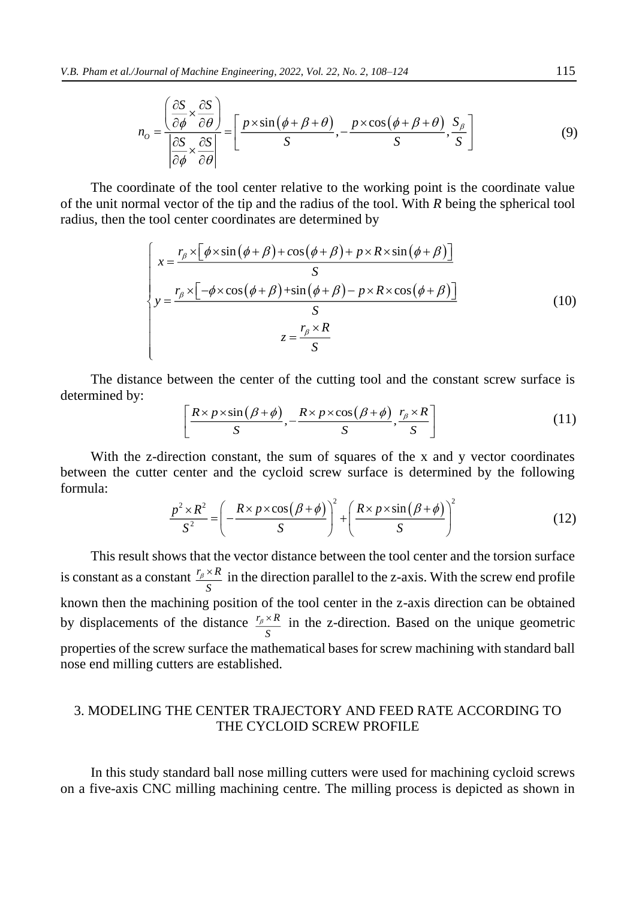$$n_O = \frac{\left(\frac{\partial S}{\partial \phi} \times \frac{\partial S}{\partial \theta}\right)}{\left|\frac{\partial S}{\partial \phi} \times \frac{\partial S}{\partial \theta}\right|} = \left[\frac{p \times \sin(\phi + \beta + \theta)}{S}, -\frac{p \times \cos(\phi + \beta + \theta)}{S}, \frac{S_\beta}{S}\right] \tag{9}$$

The coordinate of the tool center relative to the working point is the coordinate value of the unit normal vector of the tip and the radius of the tool. With *R* being the spherical tool radius, then the tool center coordinates are determined by

$$\begin{cases} x = \dfrac{r_\beta \times \left[\phi \times \sin(\phi + \beta) + \cos(\phi + \beta) + p \times R \times \sin(\phi + \beta)\right]}{S} \\ y = \dfrac{r_\beta \times \left[-\phi \times \cos(\phi + \beta) + \sin(\phi + \beta) - p \times R \times \cos(\phi + \beta)\right]}{S} \\ z = \dfrac{r_\beta \times R}{S} \end{cases} \tag{10}$$

The distance between the center of the cutting tool and the constant screw surface is determined by:

$$\left[\frac{R \times p \times \sin(\beta + \phi)}{S}, -\frac{R \times p \times \cos(\beta + \phi)}{S}, \frac{r_\beta \times R}{S}\right] \tag{11}$$

With the z-direction constant, the sum of squares of the x and y vector coordinates between the cutter center and the cycloid screw surface is determined by the following formula:

$$\frac{p^2 \times R^2}{S^2} = \left(-\frac{R \times p \times \cos(\beta + \phi)}{S}\right)^2 + \left(\frac{R \times p \times \sin(\beta + \phi)}{S}\right)^2 \tag{12}$$

This result shows that the vector distance between the tool center and the torsion surface is constant as a constant $\frac{r_\beta \times R}{S}$ in the direction parallel to the z-axis. With the screw end profile known then the machining position of the tool center in the z-axis direction can be obtained by displacements of the distance $\frac{r_\beta \times R}{S}$ in the z-direction. Based on the unique geometric properties of the screw surface the mathematical bases for screw machining with standard ball nose end milling cutters are established.

## 3. MODELING THE CENTER TRAJECTORY AND FEED RATE ACCORDING TO THE CYCLOID SCREW PROFILE

In this study standard ball nose milling cutters were used for machining cycloid screws on a five-axis CNC milling machining centre. The milling process is depicted as shown in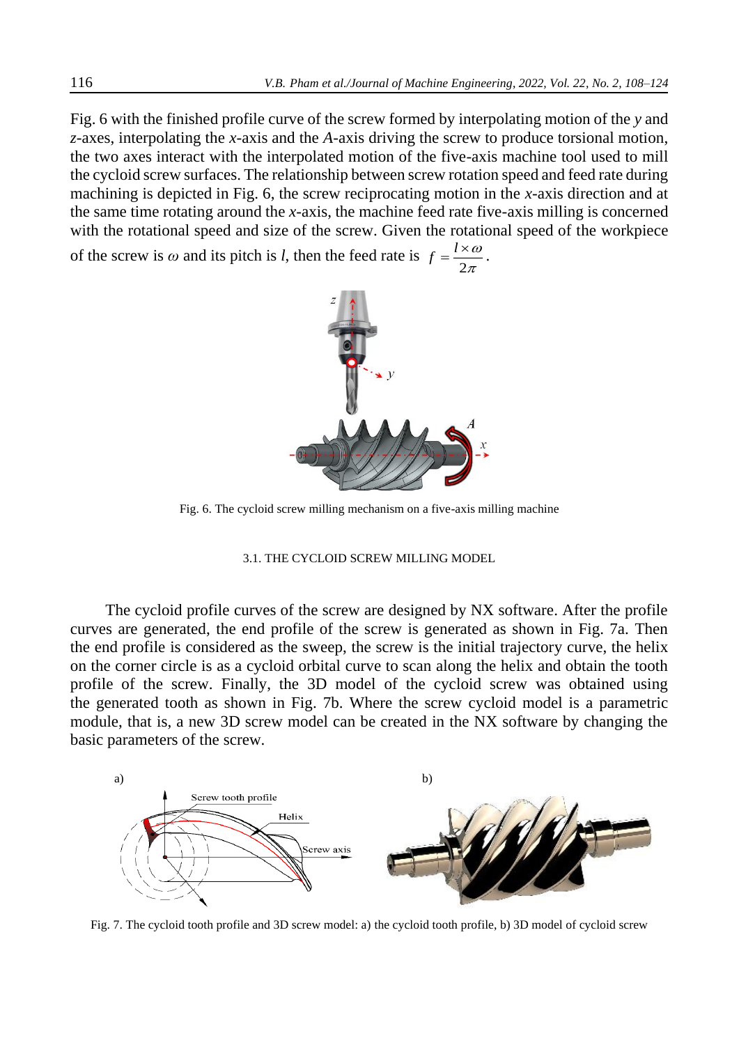Fig. 6 with the finished profile curve of the screw formed by interpolating motion of the *y* and *z*-axes, interpolating the *x*-axis and the *A*-axis driving the screw to produce torsional motion, the two axes interact with the interpolated motion of the five-axis machine tool used to mill the cycloid screw surfaces. The relationship between screw rotation speed and feed rate during machining is depicted in Fig. 6, the screw reciprocating motion in the *x*-axis direction and at the same time rotating around the *x*-axis, the machine feed rate five-axis milling is concerned with the rotational speed and size of the screw. Given the rotational speed of the workpiece of the screw is $\omega$ and its pitch is $l$, then the feed rate is $f = \dfrac{l \times \omega}{2\pi}$.

Fig. 6. The cycloid screw milling mechanism on a five-axis milling machine

### 3.1. THE CYCLOID SCREW MILLING MODEL

The cycloid profile curves of the screw are designed by NX software. After the profile curves are generated, the end profile of the screw is generated as shown in Fig. 7a. Then the end profile is considered as the sweep, the screw is the initial trajectory curve, the helix on the corner circle is as a cycloid orbital curve to scan along the helix and obtain the tooth profile of the screw. Finally, the 3D model of the cycloid screw was obtained using the generated tooth as shown in Fig. 7b. Where the screw cycloid model is a parametric module, that is, a new 3D screw model can be created in the NX software by changing the basic parameters of the screw.

Fig. 7. The cycloid tooth profile and 3D screw model: a) the cycloid tooth profile, b) 3D model of cycloid screw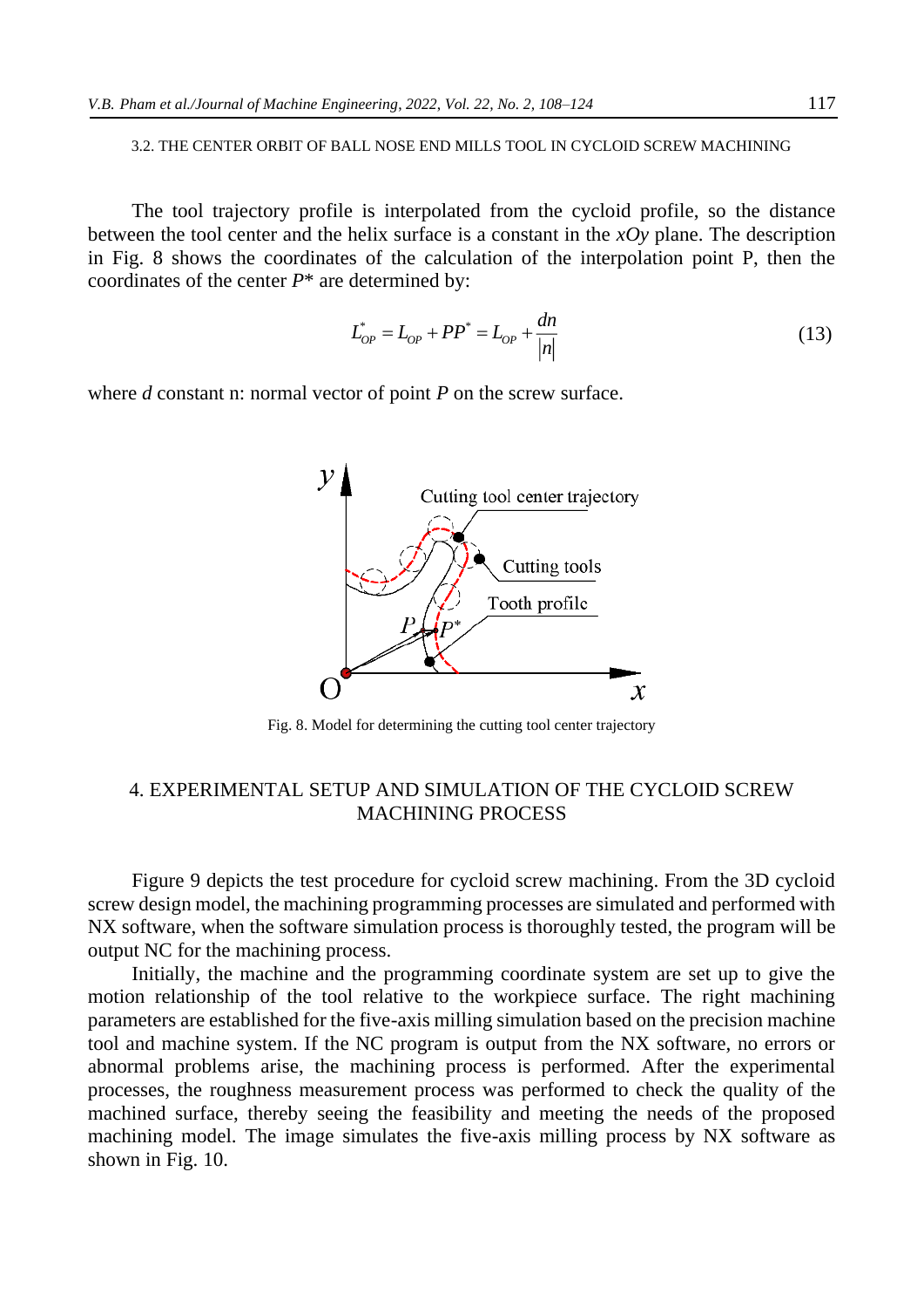### 3.2. THE CENTER ORBIT OF BALL NOSE END MILLS TOOL IN CYCLOID SCREW MACHINING

The tool trajectory profile is interpolated from the cycloid profile, so the distance between the tool center and the helix surface is a constant in the $xOy$ plane. The description in Fig. 8 shows the coordinates of the calculation of the interpolation point P, then the coordinates of the center $P^*$ are determined by:

$$L_{OP}^{*} = L_{OP} + PP^{*} = L_{OP} + \frac{dn}{|n|} \tag{13}$$

where $d$ constant n: normal vector of point $P$ on the screw surface.

Fig. 8. Model for determining the cutting tool center trajectory

## 4. EXPERIMENTAL SETUP AND SIMULATION OF THE CYCLOID SCREW MACHINING PROCESS

Figure 9 depicts the test procedure for cycloid screw machining. From the 3D cycloid screw design model, the machining programming processes are simulated and performed with NX software, when the software simulation process is thoroughly tested, the program will be output NC for the machining process.

Initially, the machine and the programming coordinate system are set up to give the motion relationship of the tool relative to the workpiece surface. The right machining parameters are established for the five-axis milling simulation based on the precision machine tool and machine system. If the NC program is output from the NX software, no errors or abnormal problems arise, the machining process is performed. After the experimental processes, the roughness measurement process was performed to check the quality of the machined surface, thereby seeing the feasibility and meeting the needs of the proposed machining model. The image simulates the five-axis milling process by NX software as shown in Fig. 10.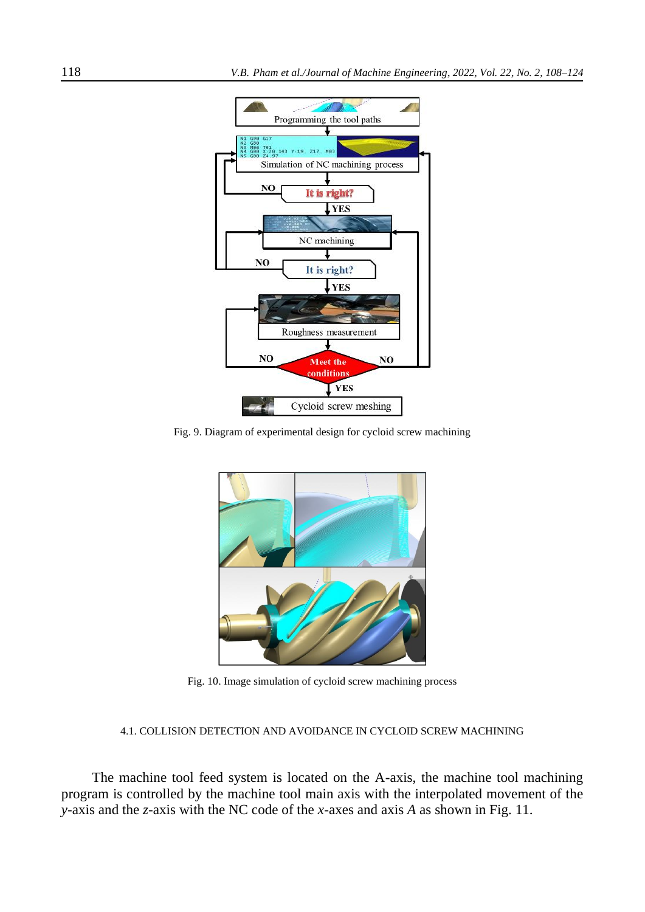Fig. 9. Diagram of experimental design for cycloid screw machining

Fig. 10. Image simulation of cycloid screw machining process

### 4.1. COLLISION DETECTION AND AVOIDANCE IN CYCLOID SCREW MACHINING

The machine tool feed system is located on the A-axis, the machine tool machining program is controlled by the machine tool main axis with the interpolated movement of the *y*-axis and the *z*-axis with the NC code of the *x*-axes and axis *A* as shown in Fig. 11.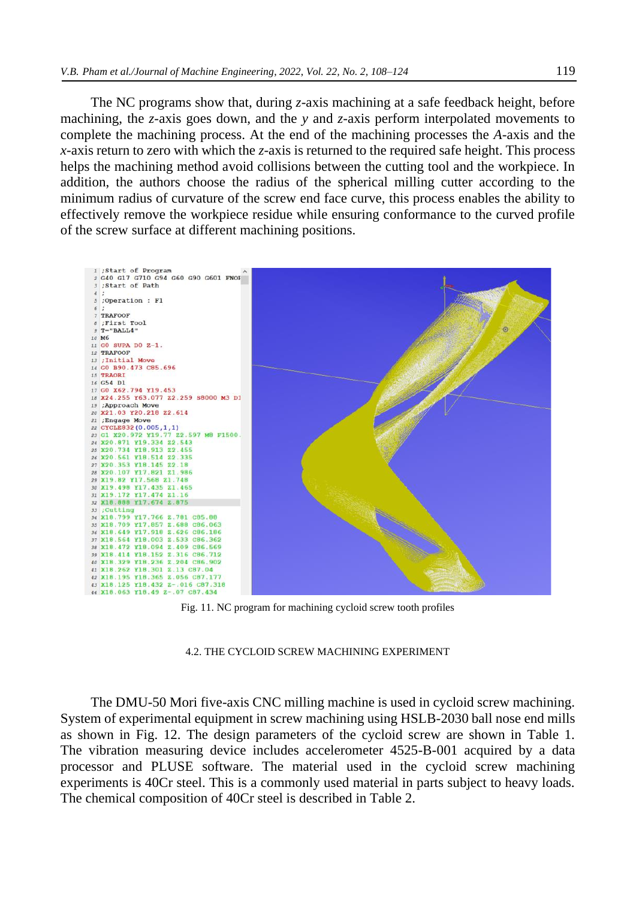The NC programs show that, during *z*-axis machining at a safe feedback height, before machining, the *z*-axis goes down, and the *y* and *z*-axis perform interpolated movements to complete the machining process. At the end of the machining processes the *A*-axis and the *x*-axis return to zero with which the *z*-axis is returned to the required safe height. This process helps the machining method avoid collisions between the cutting tool and the workpiece. In addition, the authors choose the radius of the spherical milling cutter according to the minimum radius of curvature of the screw end face curve, this process enables the ability to effectively remove the workpiece residue while ensuring conformance to the curved profile of the screw surface at different machining positions.

```
1  ;Start of Program
2  G40 G17 G710 G94 G60 G90 G601 FNOF
3  ;Start of Path
4  ;
5  ;Operation : F1
6  ;
7  TRAFOOF
8  ;First Tool
9  T="BALL4"
10 M6
11 G0 SUPA D0 Z-1.
12 TRAFOOF
13 ;Initial Move
14 G0 B90.473 C85.696
15 TRAORI
16 G54 D1
17 G0 X62.794 Y19.453
18 X24.255 Y63.077 Z2.259 S8000 M3 DI
19 ;Approach Move
20 X21.03 Y20.218 Z2.614
21 ;Engage Move
22 CYCLE832(0.005,1,1)
23 G1 X20.972 Y19.77 Z2.597 M8 F1500.
24 X20.871 Y19.334 Z2.543
25 X20.734 Y18.913 Z2.455
26 X20.561 Y18.514 Z2.335
27 X20.353 Y18.145 Z2.18
28 X20.107 Y17.821 Z1.986
29 X19.82 Y17.568 Z1.748
30 X19.498 Y17.435 Z1.465
31 X19.172 Y17.474 Z1.16
32 X18.888 Y17.674 Z.875
33 ;Cutting
34 X18.799 Y17.766 Z.781 C85.88
35 X18.709 Y17.857 Z.688 C86.063
36 X18.649 Y17.918 Z.626 C86.186
37 X18.564 Y18.003 Z.533 C86.362
38 X18.472 Y18.094 Z.409 C86.569
39 X18.414 Y18.152 Z.316 C86.712
40 X18.329 Y18.236 Z.204 C86.902
41 X18.262 Y18.301 Z.13 C87.04
42 X18.195 Y18.365 Z.056 C87.177
43 X18.125 Y18.432 Z-.016 C87.318
44 X18.063 Y18.49 Z-.07 C87.434
```

Fig. 11. NC program for machining cycloid screw tooth profiles

### 4.2. THE CYCLOID SCREW MACHINING EXPERIMENT

The DMU-50 Mori five-axis CNC milling machine is used in cycloid screw machining. System of experimental equipment in screw machining using HSLB-2030 ball nose end mills as shown in Fig. 12. The design parameters of the cycloid screw are shown in Table 1. The vibration measuring device includes accelerometer 4525-B-001 acquired by a data processor and PLUSE software. The material used in the cycloid screw machining experiments is 40Cr steel. This is a commonly used material in parts subject to heavy loads. The chemical composition of 40Cr steel is described in Table 2.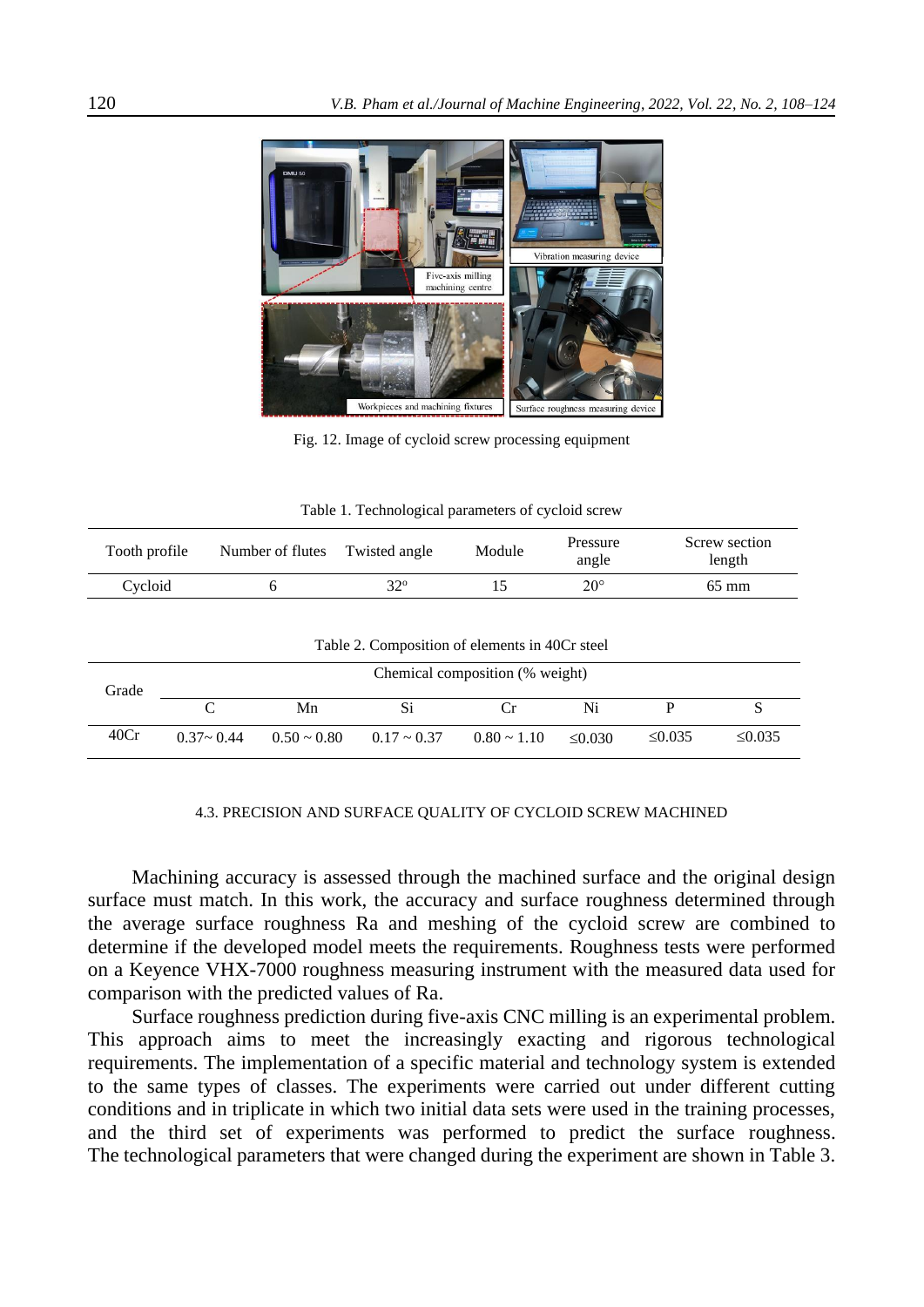Fig. 12. Image of cycloid screw processing equipment

Table 1. Technological parameters of cycloid screw

| Tooth profile | Number of flutes | Twisted angle | Module | Pressure angle | Screw section length |
|---|---|---|---|---|---|
| Cycloid | 6 | 32º | 15 | 20° | 65 mm |

Table 2. Composition of elements in 40Cr steel

| Grade | Chemical composition (% weight) | | | | | | |
|---|---|---|---|---|---|---|---|
| | C | Mn | Si | Cr | Ni | P | S |
| 40Cr | 0.37~ 0.44 | 0.50 ~ 0.80 | 0.17 ~ 0.37 | 0.80 ~ 1.10 | ≤0.030 | ≤0.035 | ≤0.035 |

### 4.3. PRECISION AND SURFACE QUALITY OF CYCLOID SCREW MACHINED

Machining accuracy is assessed through the machined surface and the original design surface must match. In this work, the accuracy and surface roughness determined through the average surface roughness Ra and meshing of the cycloid screw are combined to determine if the developed model meets the requirements. Roughness tests were performed on a Keyence VHX-7000 roughness measuring instrument with the measured data used for comparison with the predicted values of Ra.

Surface roughness prediction during five-axis CNC milling is an experimental problem. This approach aims to meet the increasingly exacting and rigorous technological requirements. The implementation of a specific material and technology system is extended to the same types of classes. The experiments were carried out under different cutting conditions and in triplicate in which two initial data sets were used in the training processes, and the third set of experiments was performed to predict the surface roughness. The technological parameters that were changed during the experiment are shown in Table 3.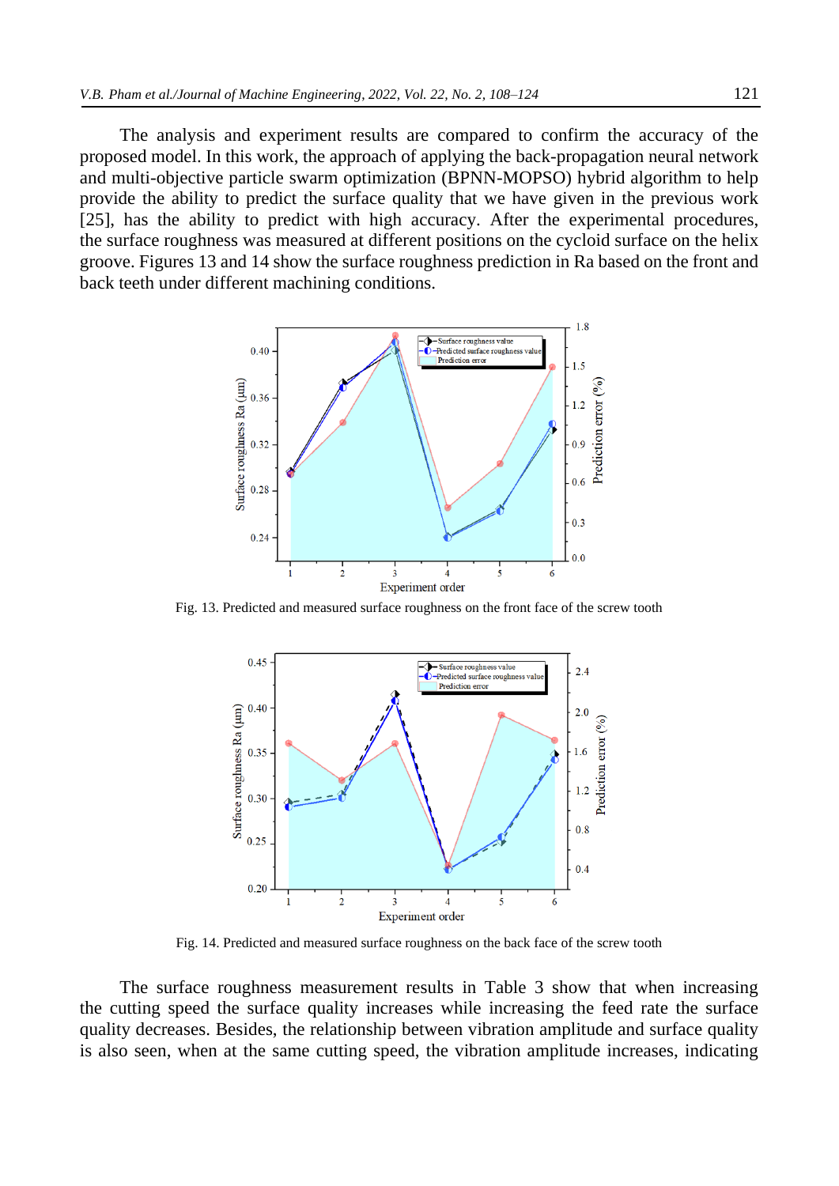The analysis and experiment results are compared to confirm the accuracy of the proposed model. In this work, the approach of applying the back-propagation neural network and multi-objective particle swarm optimization (BPNN-MOPSO) hybrid algorithm to help provide the ability to predict the surface quality that we have given in the previous work [25], has the ability to predict with high accuracy. After the experimental procedures, the surface roughness was measured at different positions on the cycloid surface on the helix groove. Figures 13 and 14 show the surface roughness prediction in Ra based on the front and back teeth under different machining conditions.

Fig. 13. Predicted and measured surface roughness on the front face of the screw tooth

Fig. 14. Predicted and measured surface roughness on the back face of the screw tooth

The surface roughness measurement results in Table 3 show that when increasing the cutting speed the surface quality increases while increasing the feed rate the surface quality decreases. Besides, the relationship between vibration amplitude and surface quality is also seen, when at the same cutting speed, the vibration amplitude increases, indicating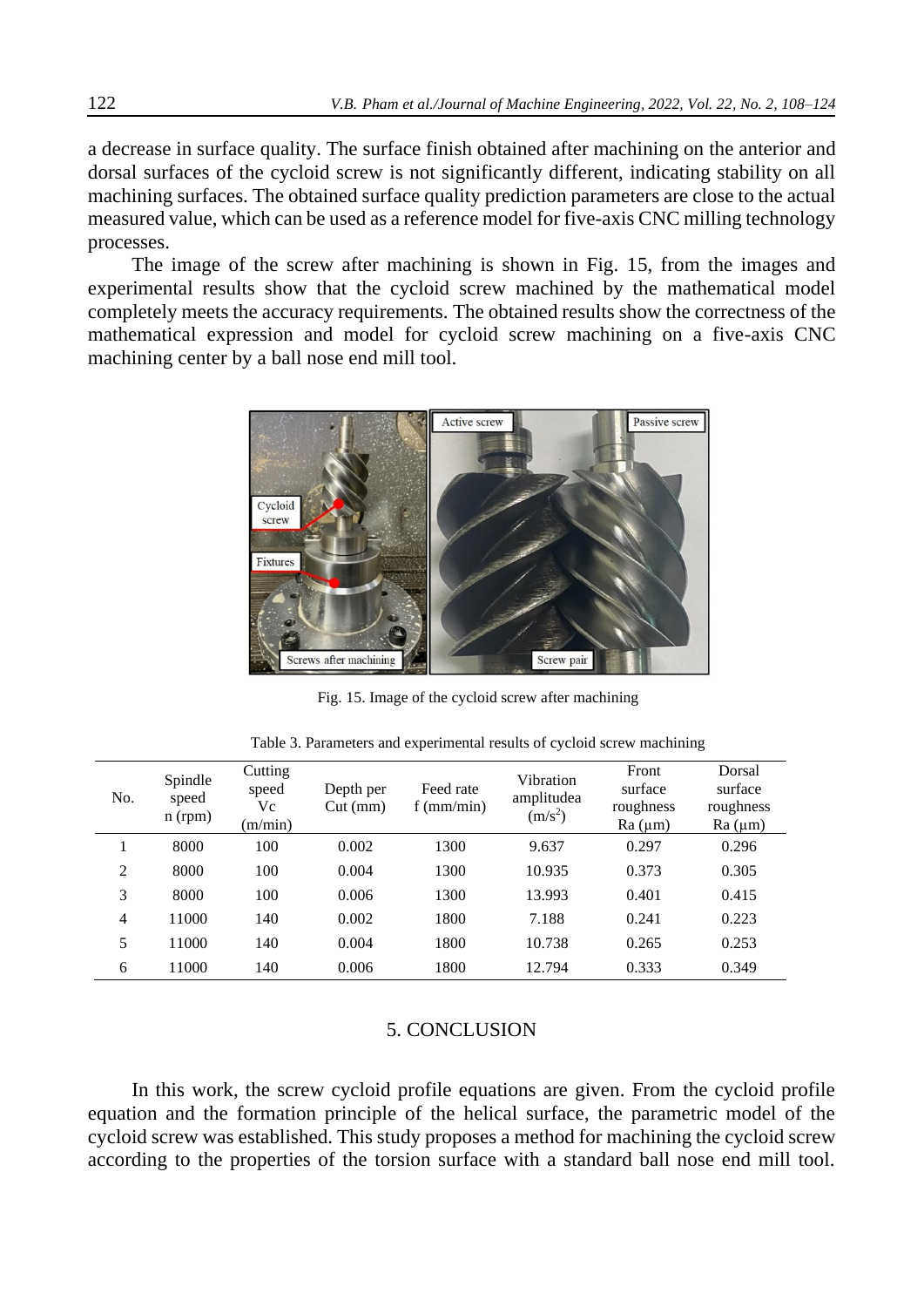a decrease in surface quality. The surface finish obtained after machining on the anterior and dorsal surfaces of the cycloid screw is not significantly different, indicating stability on all machining surfaces. The obtained surface quality prediction parameters are close to the actual measured value, which can be used as a reference model for five-axis CNC milling technology processes.

The image of the screw after machining is shown in Fig. 15, from the images and experimental results show that the cycloid screw machined by the mathematical model completely meets the accuracy requirements. The obtained results show the correctness of the mathematical expression and model for cycloid screw machining on a five-axis CNC machining center by a ball nose end mill tool.

Fig. 15. Image of the cycloid screw after machining

Table 3. Parameters and experimental results of cycloid screw machining

| No. | Spindle speed n (rpm) | Cutting speed Vc (m/min) | Depth per Cut (mm) | Feed rate f (mm/min) | Vibration amplitudea ($m/s^2$) | Front surface roughness Ra (μm) | Dorsal surface roughness Ra (μm) |
|---|---|---|---|---|---|---|---|
| 1 | 8000 | 100 | 0.002 | 1300 | 9.637 | 0.297 | 0.296 |
| 2 | 8000 | 100 | 0.004 | 1300 | 10.935 | 0.373 | 0.305 |
| 3 | 8000 | 100 | 0.006 | 1300 | 13.993 | 0.401 | 0.415 |
| 4 | 11000 | 140 | 0.002 | 1800 | 7.188 | 0.241 | 0.223 |
| 5 | 11000 | 140 | 0.004 | 1800 | 10.738 | 0.265 | 0.253 |
| 6 | 11000 | 140 | 0.006 | 1800 | 12.794 | 0.333 | 0.349 |

## 5. CONCLUSION

In this work, the screw cycloid profile equations are given. From the cycloid profile equation and the formation principle of the helical surface, the parametric model of the cycloid screw was established. This study proposes a method for machining the cycloid screw according to the properties of the torsion surface with a standard ball nose end mill tool.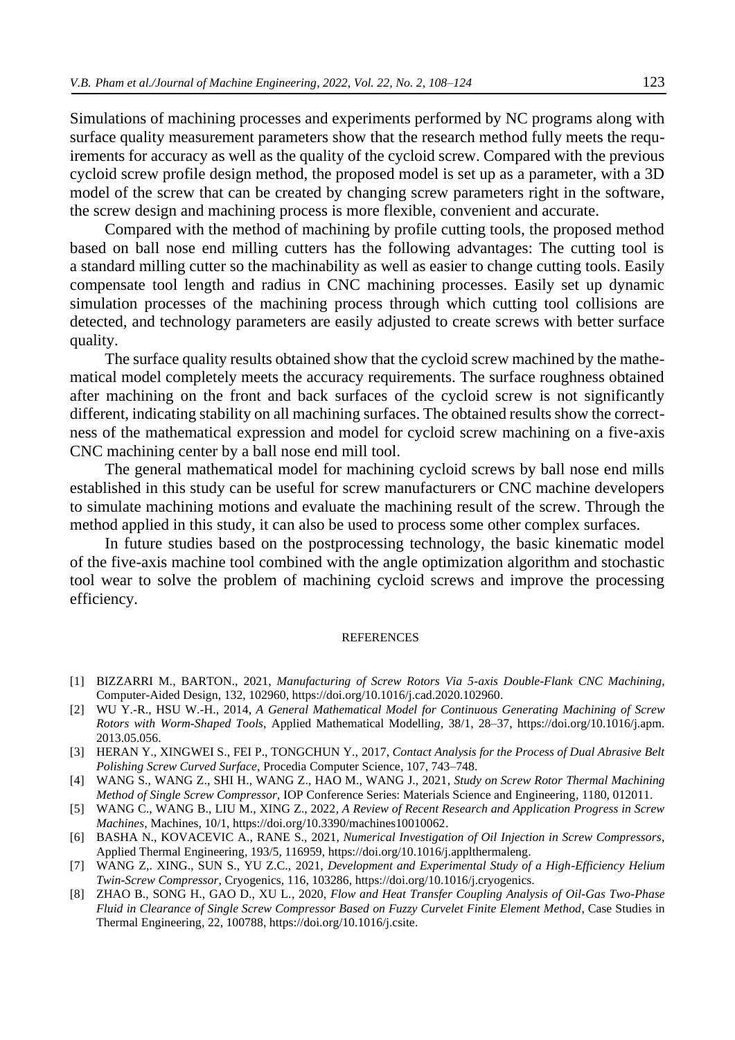Simulations of machining processes and experiments performed by NC programs along with surface quality measurement parameters show that the research method fully meets the requirements for accuracy as well as the quality of the cycloid screw. Compared with the previous cycloid screw profile design method, the proposed model is set up as a parameter, with a 3D model of the screw that can be created by changing screw parameters right in the software, the screw design and machining process is more flexible, convenient and accurate.

Compared with the method of machining by profile cutting tools, the proposed method based on ball nose end milling cutters has the following advantages: The cutting tool is a standard milling cutter so the machinability as well as easier to change cutting tools. Easily compensate tool length and radius in CNC machining processes. Easily set up dynamic simulation processes of the machining process through which cutting tool collisions are detected, and technology parameters are easily adjusted to create screws with better surface quality.

The surface quality results obtained show that the cycloid screw machined by the mathematical model completely meets the accuracy requirements. The surface roughness obtained after machining on the front and back surfaces of the cycloid screw is not significantly different, indicating stability on all machining surfaces. The obtained results show the correctness of the mathematical expression and model for cycloid screw machining on a five-axis CNC machining center by a ball nose end mill tool.

The general mathematical model for machining cycloid screws by ball nose end mills established in this study can be useful for screw manufacturers or CNC machine developers to simulate machining motions and evaluate the machining result of the screw. Through the method applied in this study, it can also be used to process some other complex surfaces.

In future studies based on the postprocessing technology, the basic kinematic model of the five-axis machine tool combined with the angle optimization algorithm and stochastic tool wear to solve the problem of machining cycloid screws and improve the processing efficiency.

## REFERENCES

- [1] BIZZARRI M., BARTON., 2021, *Manufacturing of Screw Rotors Via 5-axis Double-Flank CNC Machining*, Computer-Aided Design, 132, 102960, https://doi.org/10.1016/j.cad.2020.102960.
- [2] WU Y.-R., HSU W.-H., 2014, *A General Mathematical Model for Continuous Generating Machining of Screw Rotors with Worm-Shaped Tools*, Applied Mathematical Modelling, 38/1, 28–37, https://doi.org/10.1016/j.apm.2013.05.056.
- [3] HERAN Y., XINGWEI S., FEI P., TONGCHUN Y., 2017, *Contact Analysis for the Process of Dual Abrasive Belt Polishing Screw Curved Surface*, Procedia Computer Science, 107, 743–748.
- [4] WANG S., WANG Z., SHI H., WANG Z., HAO M., WANG J., 2021, *Study on Screw Rotor Thermal Machining Method of Single Screw Compressor*, IOP Conference Series: Materials Science and Engineering, 1180, 012011.
- [5] WANG C., WANG B., LIU M., XING Z., 2022, *A Review of Recent Research and Application Progress in Screw Machines*, Machines, 10/1, https://doi.org/10.3390/machines10010062.
- [6] BASHA N., KOVACEVIC A., RANE S., 2021, *Numerical Investigation of Oil Injection in Screw Compressors*, Applied Thermal Engineering, 193/5, 116959, https://doi.org/10.1016/j.applthermaleng.
- [7] WANG Z,. XING., SUN S., YU Z.C., 2021, *Development and Experimental Study of a High-Efficiency Helium Twin-Screw Compressor*, Cryogenics, 116, 103286, https://doi.org/10.1016/j.cryogenics.
- [8] ZHAO B., SONG H., GAO D., XU L., 2020, *Flow and Heat Transfer Coupling Analysis of Oil-Gas Two-Phase Fluid in Clearance of Single Screw Compressor Based on Fuzzy Curvelet Finite Element Method*, Case Studies in Thermal Engineering, 22, 100788, https://doi.org/10.1016/j.csite.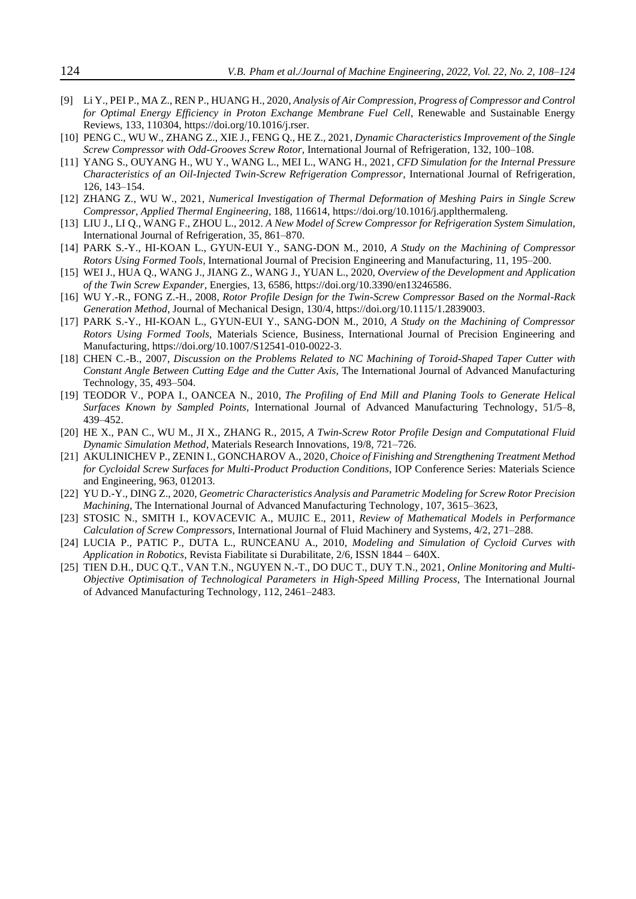[9] Li Y., PEI P., MA Z., REN P., HUANG H., 2020, *Analysis of Air Compression, Progress of Compressor and Control for Optimal Energy Efficiency in Proton Exchange Membrane Fuel Cell*, Renewable and Sustainable Energy Reviews, 133, 110304, https://doi.org/10.1016/j.rser.

[10] PENG C., WU W., ZHANG Z., XIE J., FENG Q., HE Z., 2021, *Dynamic Characteristics Improvement of the Single Screw Compressor with Odd-Grooves Screw Rotor*, International Journal of Refrigeration, 132, 100–108.

[11] YANG S., OUYANG H., WU Y., WANG L., MEI L., WANG H., 2021, *CFD Simulation for the Internal Pressure Characteristics of an Oil-Injected Twin-Screw Refrigeration Compressor*, International Journal of Refrigeration, 126, 143–154.

[12] ZHANG Z., WU W., 2021, *Numerical Investigation of Thermal Deformation of Meshing Pairs in Single Screw Compressor*, *Applied Thermal Engineering*, 188, 116614, https://doi.org/10.1016/j.applthermaleng.

[13] LIU J., LI Q., WANG F., ZHOU L., 2012. *A New Model of Screw Compressor for Refrigeration System Simulation*, International Journal of Refrigeration, 35, 861–870.

[14] PARK S.-Y., HI-KOAN L., GYUN-EUI Y., SANG-DON M., 2010, *A Study on the Machining of Compressor Rotors Using Formed Tools*, International Journal of Precision Engineering and Manufacturing, 11, 195–200.

[15] WEI J., HUA Q., WANG J., JIANG Z., WANG J., YUAN L., 2020, *Overview of the Development and Application of the Twin Screw Expander*, Energies, 13, 6586, https://doi.org/10.3390/en13246586.

[16] WU Y.-R., FONG Z.-H., 2008, *Rotor Profile Design for the Twin-Screw Compressor Based on the Normal-Rack Generation Method*, Journal of Mechanical Design, 130/4, https://doi.org/10.1115/1.2839003.

[17] PARK S.-Y., HI-KOAN L., GYUN-EUI Y., SANG-DON M., 2010, *A Study on the Machining of Compressor Rotors Using Formed Tools*, Materials Science, Business, International Journal of Precision Engineering and Manufacturing, https://doi.org/10.1007/S12541-010-0022-3.

[18] CHEN C.-B., 2007, *Discussion on the Problems Related to NC Machining of Toroid-Shaped Taper Cutter with Constant Angle Between Cutting Edge and the Cutter Axis*, The International Journal of Advanced Manufacturing Technology, 35, 493–504.

[19] TEODOR V., POPA I., OANCEA N., 2010, *The Profiling of End Mill and Planing Tools to Generate Helical Surfaces Known by Sampled Points*, International Journal of Advanced Manufacturing Technology, 51/5–8, 439–452.

[20] HE X., PAN C., WU M., JI X., ZHANG R., 2015, *A Twin-Screw Rotor Profile Design and Computational Fluid Dynamic Simulation Method*, Materials Research Innovations, 19/8, 721–726.

[21] AKULINICHEV P., ZENIN I., GONCHAROV A., 2020, *Choice of Finishing and Strengthening Treatment Method for Cycloidal Screw Surfaces for Multi-Product Production Conditions*, IOP Conference Series: Materials Science and Engineering, 963, 012013.

[22] YU D.-Y., DING Z., 2020, *Geometric Characteristics Analysis and Parametric Modeling for Screw Rotor Precision Machining*, The International Journal of Advanced Manufacturing Technology, 107, 3615–3623,

[23] STOSIC N., SMITH I., KOVACEVIC A., MUJIC E., 2011, *Review of Mathematical Models in Performance Calculation of Screw Compressors*, International Journal of Fluid Machinery and Systems, 4/2, 271–288.

[24] LUCIA P., PATIC P., DUTA L., RUNCEANU A., 2010, *Modeling and Simulation of Cycloid Curves with Application in Robotics*, Revista Fiabilitate si Durabilitate, 2/6, ISSN 1844 – 640X.

[25] TIEN D.H., DUC Q.T., VAN T.N., NGUYEN N.-T., DO DUC T., DUY T.N., 2021, *Online Monitoring and Multi-Objective Optimisation of Technological Parameters in High-Speed Milling Process*, The International Journal of Advanced Manufacturing Technology, 112, 2461–2483.